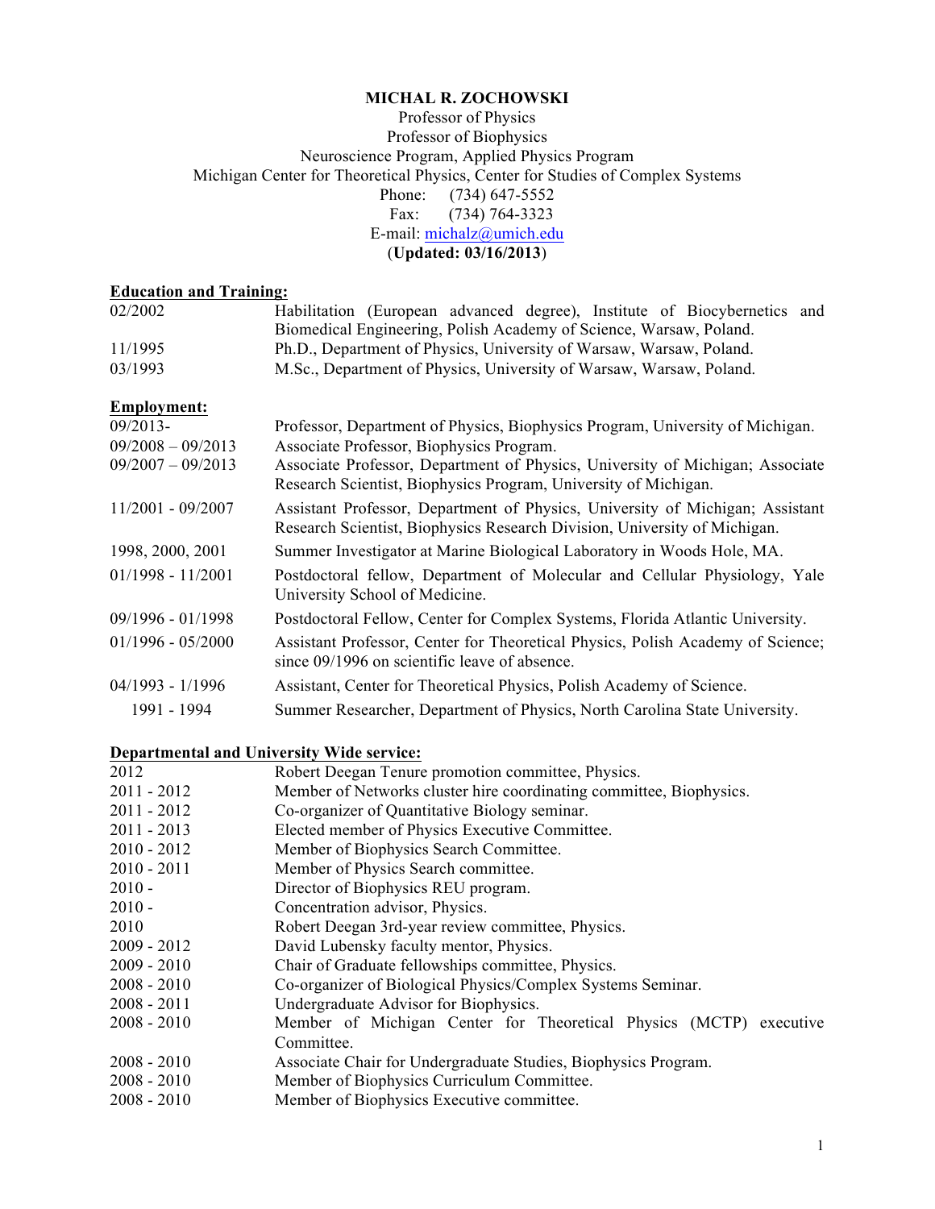# MICHAL R. ZOCHOWSKI

Professor of Physics
Professor of Biophysics
Neuroscience Program, Applied Physics Program
Michigan Center for Theoretical Physics, Center for Studies of Complex Systems
Phone: (734) 647-5552
Fax: (734) 764-3323
E-mail: michalz@umich.edu
(**Updated: 03/16/2013**)

## Education and Training:

| | |
|---|---|
| 02/2002 | Habilitation (European advanced degree), Institute of Biocybernetics and Biomedical Engineering, Polish Academy of Science, Warsaw, Poland. |
| 11/1995 | Ph.D., Department of Physics, University of Warsaw, Warsaw, Poland. |
| 03/1993 | M.Sc., Department of Physics, University of Warsaw, Warsaw, Poland. |

## Employment:

| | |
|---|---|
| 09/2013- | Professor, Department of Physics, Biophysics Program, University of Michigan. |
| 09/2008 – 09/2013 | Associate Professor, Biophysics Program. |
| 09/2007 – 09/2013 | Associate Professor, Department of Physics, University of Michigan; Associate Research Scientist, Biophysics Program, University of Michigan. |
| 11/2001 - 09/2007 | Assistant Professor, Department of Physics, University of Michigan; Assistant Research Scientist, Biophysics Research Division, University of Michigan. |
| 1998, 2000, 2001 | Summer Investigator at Marine Biological Laboratory in Woods Hole, MA. |
| 01/1998 - 11/2001 | Postdoctoral fellow, Department of Molecular and Cellular Physiology, Yale University School of Medicine. |
| 09/1996 - 01/1998 | Postdoctoral Fellow, Center for Complex Systems, Florida Atlantic University. |
| 01/1996 - 05/2000 | Assistant Professor, Center for Theoretical Physics, Polish Academy of Science; since 09/1996 on scientific leave of absence. |
| 04/1993 - 1/1996 | Assistant, Center for Theoretical Physics, Polish Academy of Science. |
| 1991 - 1994 | Summer Researcher, Department of Physics, North Carolina State University. |

## Departmental and University Wide service:

| | |
|---|---|
| 2012 | Robert Deegan Tenure promotion committee, Physics. |
| 2011 - 2012 | Member of Networks cluster hire coordinating committee, Biophysics. |
| 2011 - 2012 | Co-organizer of Quantitative Biology seminar. |
| 2011 - 2013 | Elected member of Physics Executive Committee. |
| 2010 - 2012 | Member of Biophysics Search Committee. |
| 2010 - 2011 | Member of Physics Search committee. |
| 2010 - | Director of Biophysics REU program. |
| 2010 - | Concentration advisor, Physics. |
| 2010 | Robert Deegan 3rd-year review committee, Physics. |
| 2009 - 2012 | David Lubensky faculty mentor, Physics. |
| 2009 - 2010 | Chair of Graduate fellowships committee, Physics. |
| 2008 - 2010 | Co-organizer of Biological Physics/Complex Systems Seminar. |
| 2008 - 2011 | Undergraduate Advisor for Biophysics. |
| 2008 - 2010 | Member of Michigan Center for Theoretical Physics (MCTP) executive Committee. |
| 2008 - 2010 | Associate Chair for Undergraduate Studies, Biophysics Program. |
| 2008 - 2010 | Member of Biophysics Curriculum Committee. |
| 2008 - 2010 | Member of Biophysics Executive committee. |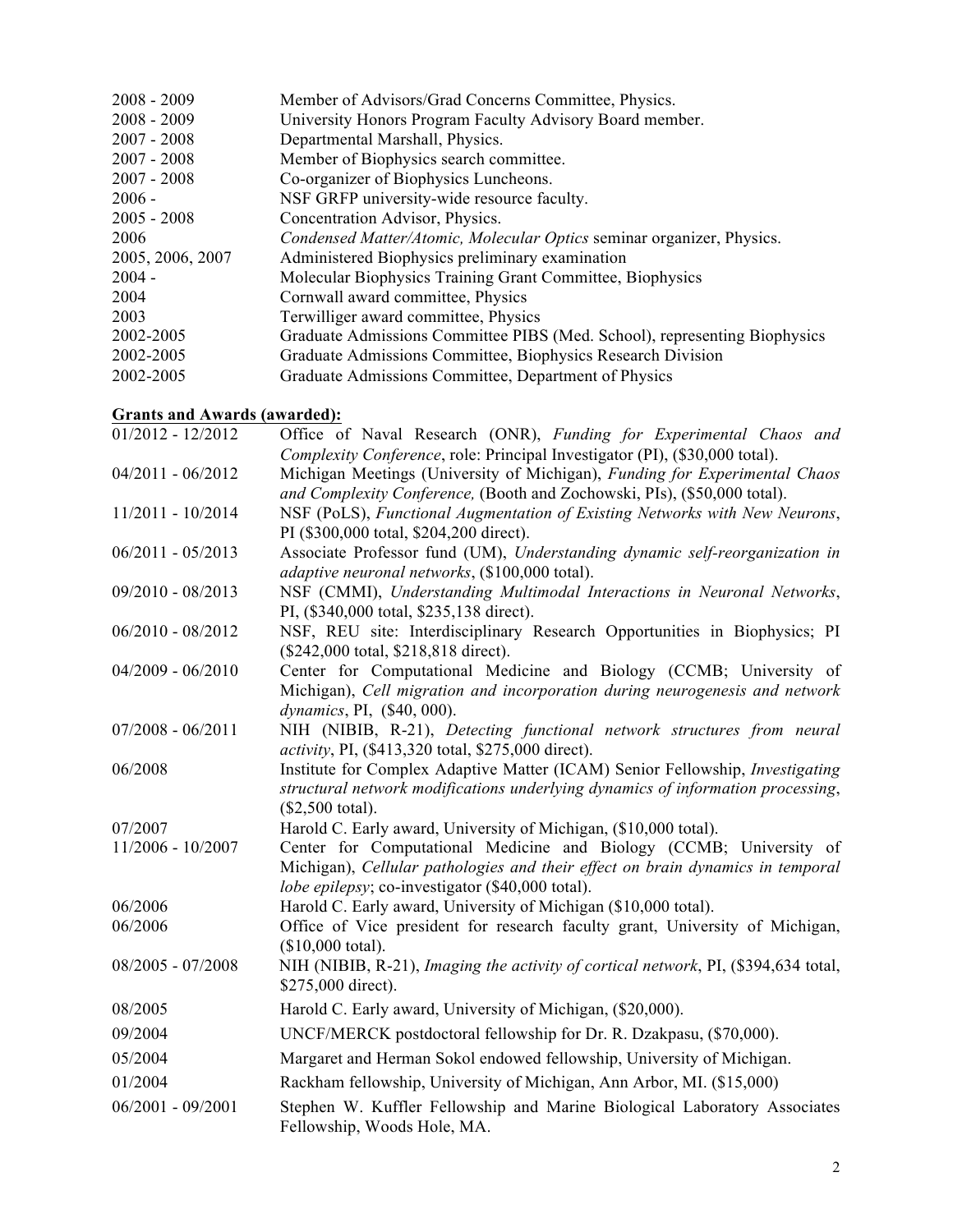| | |
|---|---|
| 2008 - 2009 | Member of Advisors/Grad Concerns Committee, Physics. |
| 2008 - 2009 | University Honors Program Faculty Advisory Board member. |
| 2007 - 2008 | Departmental Marshall, Physics. |
| 2007 - 2008 | Member of Biophysics search committee. |
| 2007 - 2008 | Co-organizer of Biophysics Luncheons. |
| 2006 - | NSF GRFP university-wide resource faculty. |
| 2005 - 2008 | Concentration Advisor, Physics. |
| 2006 | *Condensed Matter/Atomic, Molecular Optics* seminar organizer, Physics. |
| 2005, 2006, 2007 | Administered Biophysics preliminary examination |
| 2004 - | Molecular Biophysics Training Grant Committee, Biophysics |
| 2004 | Cornwall award committee, Physics |
| 2003 | Terwilliger award committee, Physics |
| 2002-2005 | Graduate Admissions Committee PIBS (Med. School), representing Biophysics |
| 2002-2005 | Graduate Admissions Committee, Biophysics Research Division |
| 2002-2005 | Graduate Admissions Committee, Department of Physics |

**Grants and Awards (awarded):**

| | |
|---|---|
| 01/2012 - 12/2012 | Office of Naval Research (ONR), *Funding for Experimental Chaos and Complexity Conference*, role: Principal Investigator (PI), ($30,000 total). |
| 04/2011 - 06/2012 | Michigan Meetings (University of Michigan), *Funding for Experimental Chaos and Complexity Conference,* (Booth and Zochowski, PIs), ($50,000 total). |
| 11/2011 - 10/2014 | NSF (PoLS), *Functional Augmentation of Existing Networks with New Neurons*, PI ($300,000 total, $204,200 direct). |
| 06/2011 - 05/2013 | Associate Professor fund (UM), *Understanding dynamic self-reorganization in adaptive neuronal networks*, ($100,000 total). |
| 09/2010 - 08/2013 | NSF (CMMI), *Understanding Multimodal Interactions in Neuronal Networks*, PI, ($340,000 total, $235,138 direct). |
| 06/2010 - 08/2012 | NSF, REU site: Interdisciplinary Research Opportunities in Biophysics; PI ($242,000 total, $218,818 direct). |
| 04/2009 - 06/2010 | Center for Computational Medicine and Biology (CCMB; University of Michigan), *Cell migration and incorporation during neurogenesis and network dynamics*, PI, ($40, 000). |
| 07/2008 - 06/2011 | NIH (NIBIB, R-21), *Detecting functional network structures from neural activity*, PI, ($413,320 total, $275,000 direct). |
| 06/2008 | Institute for Complex Adaptive Matter (ICAM) Senior Fellowship, *Investigating structural network modifications underlying dynamics of information processing*, ($2,500 total). |
| 07/2007 | Harold C. Early award, University of Michigan, ($10,000 total). |
| 11/2006 - 10/2007 | Center for Computational Medicine and Biology (CCMB; University of Michigan), *Cellular pathologies and their effect on brain dynamics in temporal lobe epilepsy*; co-investigator ($40,000 total). |
| 06/2006 | Harold C. Early award, University of Michigan ($10,000 total). |
| 06/2006 | Office of Vice president for research faculty grant, University of Michigan, ($10,000 total). |
| 08/2005 - 07/2008 | NIH (NIBIB, R-21), *Imaging the activity of cortical network*, PI, ($394,634 total, $275,000 direct). |
| 08/2005 | Harold C. Early award, University of Michigan, ($20,000). |
| 09/2004 | UNCF/MERCK postdoctoral fellowship for Dr. R. Dzakpasu, ($70,000). |
| 05/2004 | Margaret and Herman Sokol endowed fellowship, University of Michigan. |
| 01/2004 | Rackham fellowship, University of Michigan, Ann Arbor, MI. ($15,000) |
| 06/2001 - 09/2001 | Stephen W. Kuffler Fellowship and Marine Biological Laboratory Associates Fellowship, Woods Hole, MA. |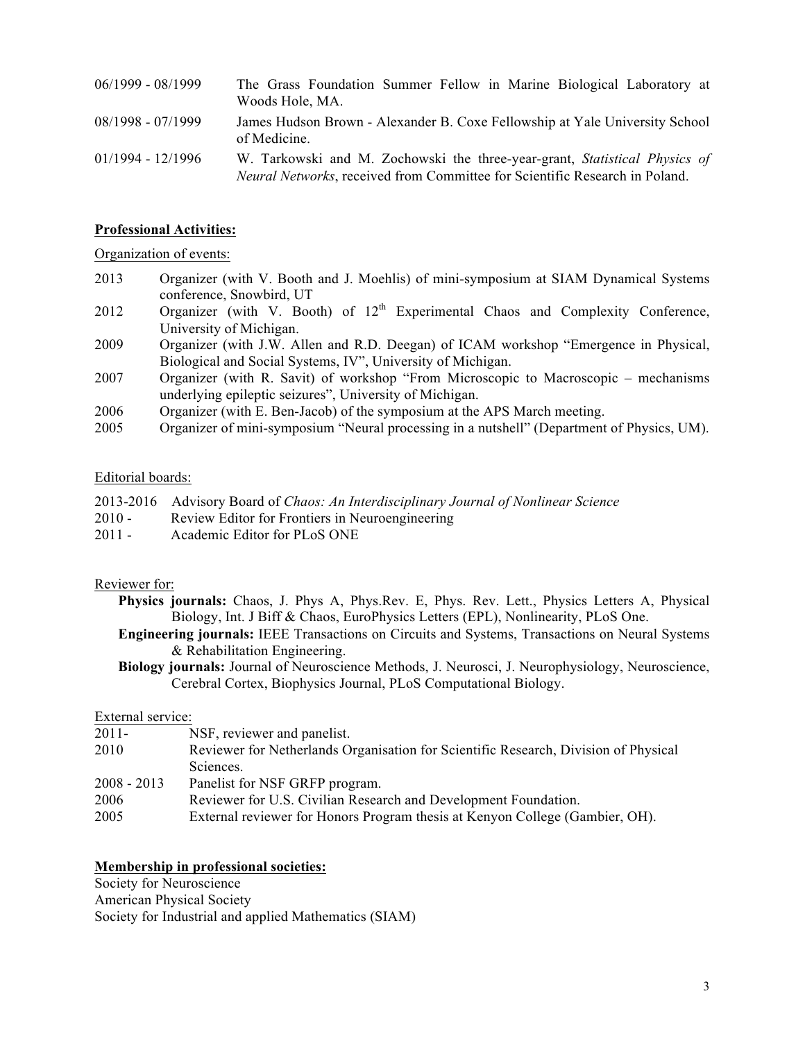| | |
|---|---|
| 06/1999 - 08/1999 | The Grass Foundation Summer Fellow in Marine Biological Laboratory at Woods Hole, MA. |
| 08/1998 - 07/1999 | James Hudson Brown - Alexander B. Coxe Fellowship at Yale University School of Medicine. |
| 01/1994 - 12/1996 | W. Tarkowski and M. Zochowski the three-year-grant, *Statistical Physics of Neural Networks*, received from Committee for Scientific Research in Poland. |

**Professional Activities:**

Organization of events:

| | |
|---|---|
| 2013 | Organizer (with V. Booth and J. Moehlis) of mini-symposium at SIAM Dynamical Systems conference, Snowbird, UT |
| 2012 | Organizer (with V. Booth) of 12th Experimental Chaos and Complexity Conference, University of Michigan. |
| 2009 | Organizer (with J.W. Allen and R.D. Deegan) of ICAM workshop "Emergence in Physical, Biological and Social Systems, IV", University of Michigan. |
| 2007 | Organizer (with R. Savit) of workshop "From Microscopic to Macroscopic – mechanisms underlying epileptic seizures", University of Michigan. |
| 2006 | Organizer (with E. Ben-Jacob) of the symposium at the APS March meeting. |
| 2005 | Organizer of mini-symposium "Neural processing in a nutshell" (Department of Physics, UM). |

Editorial boards:

| | |
|---|---|
| 2013-2016 | Advisory Board of *Chaos: An Interdisciplinary Journal of Nonlinear Science* |
| 2010 - | Review Editor for Frontiers in Neuroengineering |
| 2011 - | Academic Editor for PLoS ONE |

Reviewer for:

**Physics journals:** Chaos, J. Phys A, Phys.Rev. E, Phys. Rev. Lett., Physics Letters A, Physical Biology, Int. J Biff & Chaos, EuroPhysics Letters (EPL), Nonlinearity, PLoS One.

**Engineering journals:** IEEE Transactions on Circuits and Systems, Transactions on Neural Systems & Rehabilitation Engineering.

**Biology journals:** Journal of Neuroscience Methods, J. Neurosci, J. Neurophysiology, Neuroscience, Cerebral Cortex, Biophysics Journal, PLoS Computational Biology.

External service:

| | |
|---|---|
| 2011- | NSF, reviewer and panelist. |
| 2010 | Reviewer for Netherlands Organisation for Scientific Research, Division of Physical Sciences. |
| 2008 - 2013 | Panelist for NSF GRFP program. |
| 2006 | Reviewer for U.S. Civilian Research and Development Foundation. |
| 2005 | External reviewer for Honors Program thesis at Kenyon College (Gambier, OH). |

**Membership in professional societies:**

Society for Neuroscience
American Physical Society
Society for Industrial and applied Mathematics (SIAM)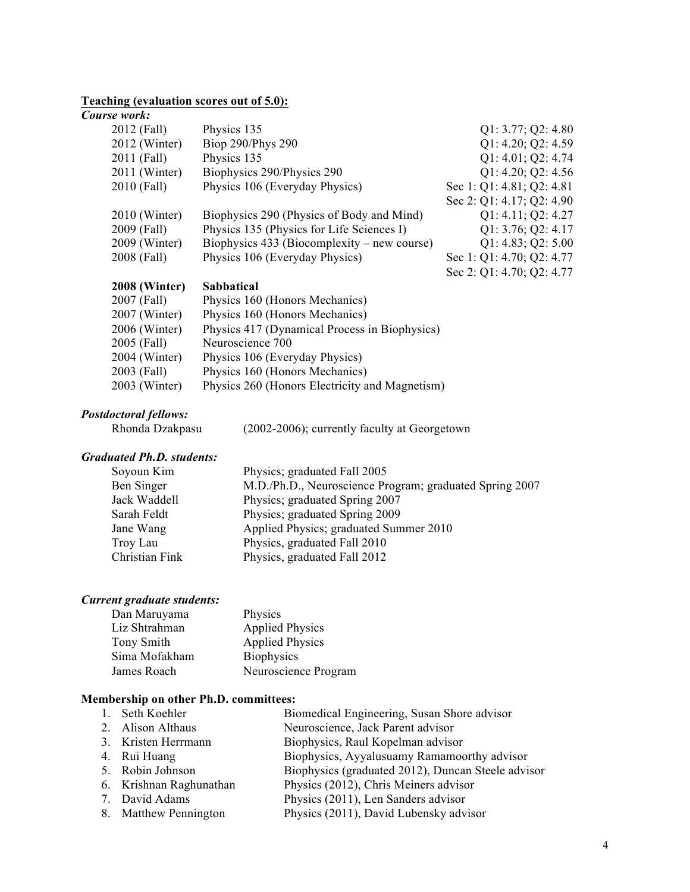**Teaching (evaluation scores out of 5.0):**

***Course work:***

| | | |
|---|---|---|
| 2012 (Fall) | Physics 135 | Q1: 3.77; Q2: 4.80 |
| 2012 (Winter) | Biop 290/Phys 290 | Q1: 4.20; Q2: 4.59 |
| 2011 (Fall) | Physics 135 | Q1: 4.01; Q2: 4.74 |
| 2011 (Winter) | Biophysics 290/Physics 290 | Q1: 4.20; Q2: 4.56 |
| 2010 (Fall) | Physics 106 (Everyday Physics) | Sec 1: Q1: 4.81; Q2: 4.81 |
| | | Sec 2: Q1: 4.17; Q2: 4.90 |
| 2010 (Winter) | Biophysics 290 (Physics of Body and Mind) | Q1: 4.11; Q2: 4.27 |
| 2009 (Fall) | Physics 135 (Physics for Life Sciences I) | Q1: 3.76; Q2: 4.17 |
| 2009 (Winter) | Biophysics 433 (Biocomplexity – new course) | Q1: 4.83; Q2: 5.00 |
| 2008 (Fall) | Physics 106 (Everyday Physics) | Sec 1: Q1: 4.70; Q2: 4.77 |
| | | Sec 2: Q1: 4.70; Q2: 4.77 |
| **2008 (Winter)** | **Sabbatical** | |
| 2007 (Fall) | Physics 160 (Honors Mechanics) | |
| 2007 (Winter) | Physics 160 (Honors Mechanics) | |
| 2006 (Winter) | Physics 417 (Dynamical Process in Biophysics) | |
| 2005 (Fall) | Neuroscience 700 | |
| 2004 (Winter) | Physics 106 (Everyday Physics) | |
| 2003 (Fall) | Physics 160 (Honors Mechanics) | |
| 2003 (Winter) | Physics 260 (Honors Electricity and Magnetism) | |

***Postdoctoral fellows:***

Rhonda Dzakpasu (2002-2006); currently faculty at Georgetown

***Graduated Ph.D. students:***

| | |
|---|---|
| Soyoun Kim | Physics; graduated Fall 2005 |
| Ben Singer | M.D./Ph.D., Neuroscience Program; graduated Spring 2007 |
| Jack Waddell | Physics; graduated Spring 2007 |
| Sarah Feldt | Physics; graduated Spring 2009 |
| Jane Wang | Applied Physics; graduated Summer 2010 |
| Troy Lau | Physics, graduated Fall 2010 |
| Christian Fink | Physics, graduated Fall 2012 |

***Current graduate students:***

| | |
|---|---|
| Dan Maruyama | Physics |
| Liz Shtrahman | Applied Physics |
| Tony Smith | Applied Physics |
| Sima Mofakham | Biophysics |
| James Roach | Neuroscience Program |

**Membership on other Ph.D. committees:**

1. Seth Koehler — Biomedical Engineering, Susan Shore advisor
2. Alison Althaus — Neuroscience, Jack Parent advisor
3. Kristen Herrmann — Biophysics, Raul Kopelman advisor
4. Rui Huang — Biophysics, Ayyalusuamy Ramamoorthy advisor
5. Robin Johnson — Biophysics (graduated 2012), Duncan Steele advisor
6. Krishnan Raghunathan — Physics (2012), Chris Meiners advisor
7. David Adams — Physics (2011), Len Sanders advisor
8. Matthew Pennington — Physics (2011), David Lubensky advisor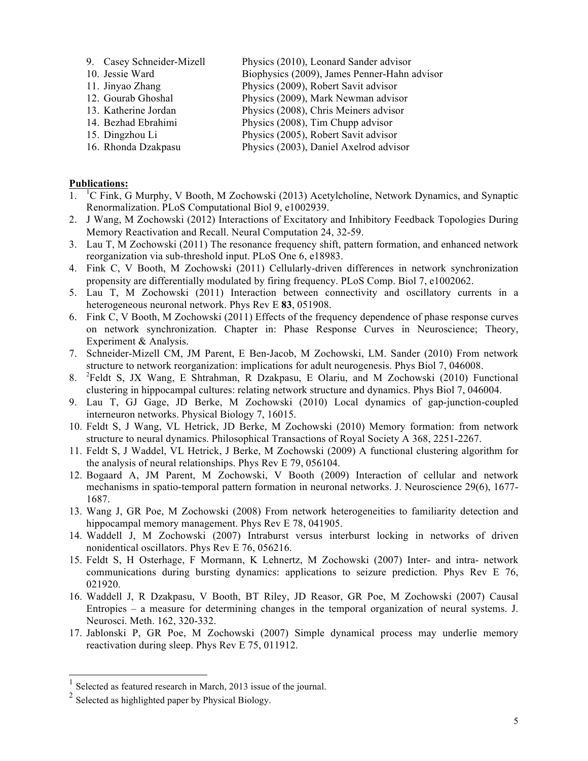9. Casey Schneider-Mizell Physics (2010), Leonard Sander advisor
10. Jessie Ward Biophysics (2009), James Penner-Hahn advisor
11. Jinyao Zhang Physics (2009), Robert Savit advisor
12. Gourab Ghoshal Physics (2009), Mark Newman advisor
13. Katherine Jordan Physics (2008), Chris Meiners advisor
14. Bezhad Ebrahimi Physics (2008), Tim Chupp advisor
15. Dingzhou Li Physics (2005), Robert Savit advisor
16. Rhonda Dzakpasu Physics (2003), Daniel Axelrod advisor

**Publications:**

1. [1]C Fink, G Murphy, V Booth, M Zochowski (2013) Acetylcholine, Network Dynamics, and Synaptic Renormalization. PLoS Computational Biol 9, e1002939.
2. J Wang, M Zochowski (2012) Interactions of Excitatory and Inhibitory Feedback Topologies During Memory Reactivation and Recall. Neural Computation 24, 32-59.
3. Lau T, M Zochowski (2011) The resonance frequency shift, pattern formation, and enhanced network reorganization via sub-threshold input. PLoS One 6, e18983.
4. Fink C, V Booth, M Zochowski (2011) Cellularly-driven differences in network synchronization propensity are differentially modulated by firing frequency. PLoS Comp. Biol 7, e1002062.
5. Lau T, M Zochowski (2011) Interaction between connectivity and oscillatory currents in a heterogeneous neuronal network. Phys Rev E **83**, 051908.
6. Fink C, V Booth, M Zochowski (2011) Effects of the frequency dependence of phase response curves on network synchronization. Chapter in: Phase Response Curves in Neuroscience; Theory, Experiment & Analysis.
7. Schneider-Mizell CM, JM Parent, E Ben-Jacob, M Zochowski, LM. Sander (2010) From network structure to network reorganization: implications for adult neurogenesis. Phys Biol 7, 046008.
8. [2]Feldt S, JX Wang, E Shtrahman, R Dzakpasu, E Olariu, and M Zochowski (2010) Functional clustering in hippocampal cultures: relating network structure and dynamics. Phys Biol 7, 046004.
9. Lau T, GJ Gage, JD Berke, M Zochowski (2010) Local dynamics of gap-junction-coupled interneuron networks. Physical Biology 7, 16015.
10. Feldt S, J Wang, VL Hetrick, JD Berke, M Zochowski (2010) Memory formation: from network structure to neural dynamics. Philosophical Transactions of Royal Society A 368, 2251-2267.
11. Feldt S, J Waddel, VL Hetrick, J Berke, M Zochowski (2009) A functional clustering algorithm for the analysis of neural relationships. Phys Rev E 79, 056104.
12. Bogaard A, JM Parent, M Zochowski, V Booth (2009) Interaction of cellular and network mechanisms in spatio-temporal pattern formation in neuronal networks. J. Neuroscience 29(6), 1677-1687.
13. Wang J, GR Poe, M Zochowski (2008) From network heterogeneities to familiarity detection and hippocampal memory management. Phys Rev E 78, 041905.
14. Waddell J, M Zochowski (2007) Intraburst versus interburst locking in networks of driven nonidentical oscillators. Phys Rev E 76, 056216.
15. Feldt S, H Osterhage, F Mormann, K Lehnertz, M Zochowski (2007) Inter- and intra- network communications during bursting dynamics: applications to seizure prediction. Phys Rev E 76, 021920.
16. Waddell J, R Dzakpasu, V Booth, BT Riley, JD Reasor, GR Poe, M Zochowski (2007) Causal Entropies – a measure for determining changes in the temporal organization of neural systems. J. Neurosci. Meth. 162, 320-332.
17. Jablonski P, GR Poe, M Zochowski (2007) Simple dynamical process may underlie memory reactivation during sleep. Phys Rev E 75, 011912.

---

[1] Selected as featured research in March, 2013 issue of the journal.

[2] Selected as highlighted paper by Physical Biology.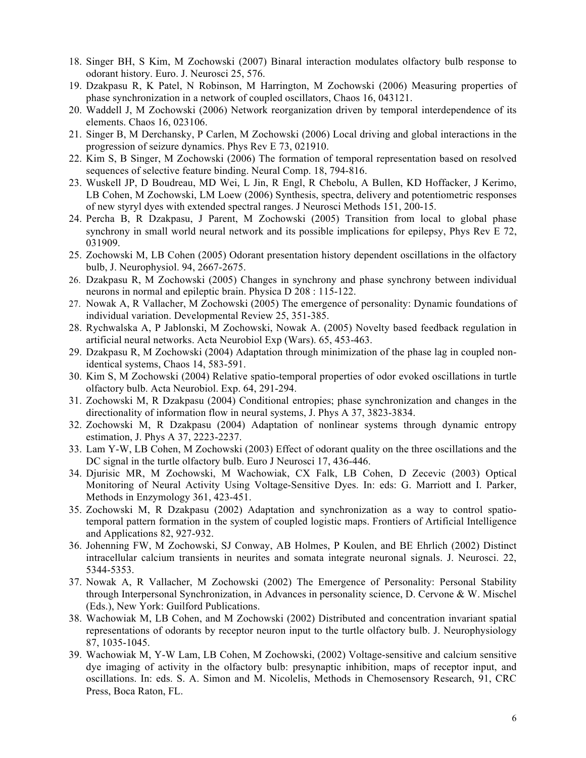18. Singer BH, S Kim, M Zochowski (2007) Binaral interaction modulates olfactory bulb response to odorant history. Euro. J. Neurosci 25, 576.
19. Dzakpasu R, K Patel, N Robinson, M Harrington, M Zochowski (2006) Measuring properties of phase synchronization in a network of coupled oscillators, Chaos 16, 043121.
20. Waddell J, M Zochowski (2006) Network reorganization driven by temporal interdependence of its elements. Chaos 16, 023106.
21. Singer B, M Derchansky, P Carlen, M Zochowski (2006) Local driving and global interactions in the progression of seizure dynamics. Phys Rev E 73, 021910.
22. Kim S, B Singer, M Zochowski (2006) The formation of temporal representation based on resolved sequences of selective feature binding. Neural Comp. 18, 794-816.
23. Wuskell JP, D Boudreau, MD Wei, L Jin, R Engl, R Chebolu, A Bullen, KD Hoffacker, J Kerimo, LB Cohen, M Zochowski, LM Loew (2006) Synthesis, spectra, delivery and potentiometric responses of new styryl dyes with extended spectral ranges. J Neurosci Methods 151, 200-15.
24. Percha B, R Dzakpasu, J Parent, M Zochowski (2005) Transition from local to global phase synchrony in small world neural network and its possible implications for epilepsy, Phys Rev E 72, 031909.
25. Zochowski M, LB Cohen (2005) Odorant presentation history dependent oscillations in the olfactory bulb, J. Neurophysiol. 94, 2667-2675.
26. Dzakpasu R, M Zochowski (2005) Changes in synchrony and phase synchrony between individual neurons in normal and epileptic brain. Physica D 208 : 115-122.
27. Nowak A, R Vallacher, M Zochowski (2005) The emergence of personality: Dynamic foundations of individual variation. Developmental Review 25, 351-385.
28. Rychwalska A, P Jablonski, M Zochowski, Nowak A. (2005) Novelty based feedback regulation in artificial neural networks. Acta Neurobiol Exp (Wars). 65, 453-463.
29. Dzakpasu R, M Zochowski (2004) Adaptation through minimization of the phase lag in coupled non-identical systems, Chaos 14, 583-591.
30. Kim S, M Zochowski (2004) Relative spatio-temporal properties of odor evoked oscillations in turtle olfactory bulb. Acta Neurobiol. Exp. 64, 291-294.
31. Zochowski M, R Dzakpasu (2004) Conditional entropies; phase synchronization and changes in the directionality of information flow in neural systems, J. Phys A 37, 3823-3834.
32. Zochowski M, R Dzakpasu (2004) Adaptation of nonlinear systems through dynamic entropy estimation, J. Phys A 37, 2223-2237.
33. Lam Y-W, LB Cohen, M Zochowski (2003) Effect of odorant quality on the three oscillations and the DC signal in the turtle olfactory bulb. Euro J Neurosci 17, 436-446.
34. Djurisic MR, M Zochowski, M Wachowiak, CX Falk, LB Cohen, D Zecevic (2003) Optical Monitoring of Neural Activity Using Voltage-Sensitive Dyes. In: eds: G. Marriott and I. Parker, Methods in Enzymology 361, 423-451.
35. Zochowski M, R Dzakpasu (2002) Adaptation and synchronization as a way to control spatio-temporal pattern formation in the system of coupled logistic maps. Frontiers of Artificial Intelligence and Applications 82, 927-932.
36. Johenning FW, M Zochowski, SJ Conway, AB Holmes, P Koulen, and BE Ehrlich (2002) Distinct intracellular calcium transients in neurites and somata integrate neuronal signals. J. Neurosci. 22, 5344-5353.
37. Nowak A, R Vallacher, M Zochowski (2002) The Emergence of Personality: Personal Stability through Interpersonal Synchronization, in Advances in personality science, D. Cervone & W. Mischel (Eds.), New York: Guilford Publications.
38. Wachowiak M, LB Cohen, and M Zochowski (2002) Distributed and concentration invariant spatial representations of odorants by receptor neuron input to the turtle olfactory bulb. J. Neurophysiology 87, 1035-1045.
39. Wachowiak M, Y-W Lam, LB Cohen, M Zochowski, (2002) Voltage-sensitive and calcium sensitive dye imaging of activity in the olfactory bulb: presynaptic inhibition, maps of receptor input, and oscillations. In: eds. S. A. Simon and M. Nicolelis, Methods in Chemosensory Research, 91, CRC Press, Boca Raton, FL.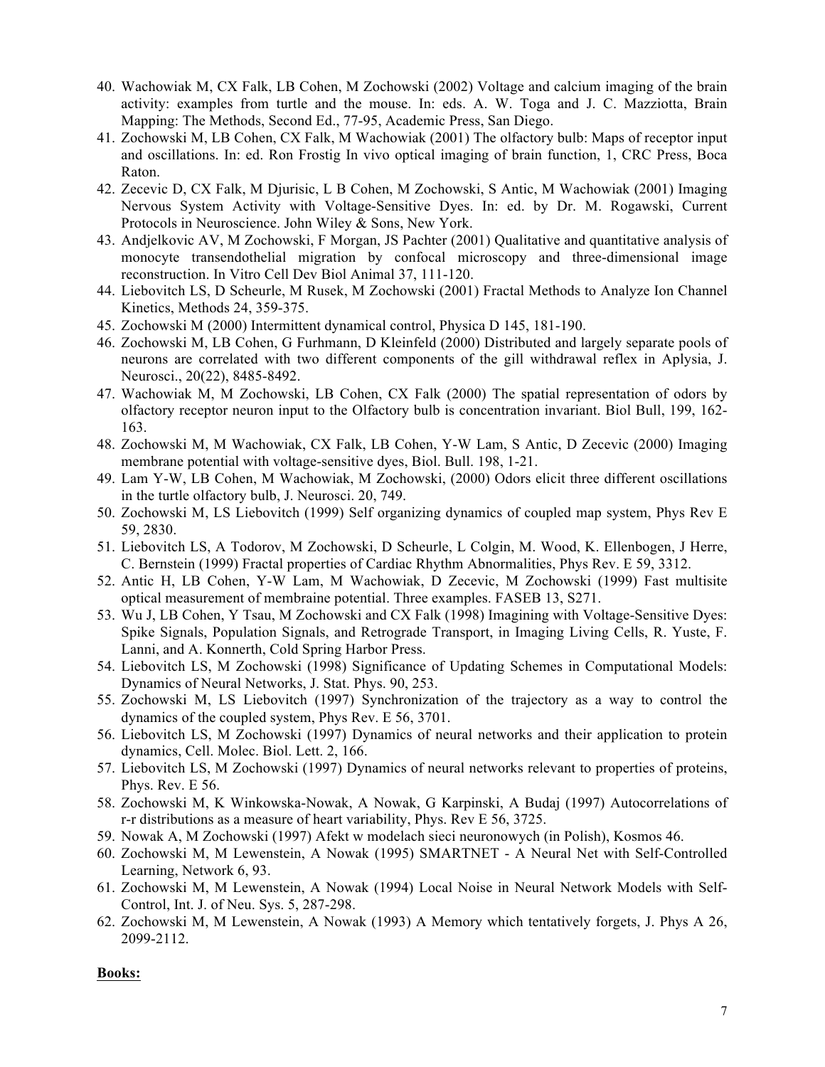40. Wachowiak M, CX Falk, LB Cohen, M Zochowski (2002) Voltage and calcium imaging of the brain activity: examples from turtle and the mouse. In: eds. A. W. Toga and J. C. Mazziotta, Brain Mapping: The Methods, Second Ed., 77-95, Academic Press, San Diego.
41. Zochowski M, LB Cohen, CX Falk, M Wachowiak (2001) The olfactory bulb: Maps of receptor input and oscillations. In: ed. Ron Frostig In vivo optical imaging of brain function, 1, CRC Press, Boca Raton.
42. Zecevic D, CX Falk, M Djurisic, L B Cohen, M Zochowski, S Antic, M Wachowiak (2001) Imaging Nervous System Activity with Voltage-Sensitive Dyes. In: ed. by Dr. M. Rogawski, Current Protocols in Neuroscience. John Wiley & Sons, New York.
43. Andjelkovic AV, M Zochowski, F Morgan, JS Pachter (2001) Qualitative and quantitative analysis of monocyte transendothelial migration by confocal microscopy and three-dimensional image reconstruction. In Vitro Cell Dev Biol Animal 37, 111-120.
44. Liebovitch LS, D Scheurle, M Rusek, M Zochowski (2001) Fractal Methods to Analyze Ion Channel Kinetics, Methods 24, 359-375.
45. Zochowski M (2000) Intermittent dynamical control, Physica D 145, 181-190.
46. Zochowski M, LB Cohen, G Furhmann, D Kleinfeld (2000) Distributed and largely separate pools of neurons are correlated with two different components of the gill withdrawal reflex in Aplysia, J. Neurosci., 20(22), 8485-8492.
47. Wachowiak M, M Zochowski, LB Cohen, CX Falk (2000) The spatial representation of odors by olfactory receptor neuron input to the Olfactory bulb is concentration invariant. Biol Bull, 199, 162-163.
48. Zochowski M, M Wachowiak, CX Falk, LB Cohen, Y-W Lam, S Antic, D Zecevic (2000) Imaging membrane potential with voltage-sensitive dyes, Biol. Bull. 198, 1-21.
49. Lam Y-W, LB Cohen, M Wachowiak, M Zochowski, (2000) Odors elicit three different oscillations in the turtle olfactory bulb, J. Neurosci. 20, 749.
50. Zochowski M, LS Liebovitch (1999) Self organizing dynamics of coupled map system, Phys Rev E 59, 2830.
51. Liebovitch LS, A Todorov, M Zochowski, D Scheurle, L Colgin, M. Wood, K. Ellenbogen, J Herre, C. Bernstein (1999) Fractal properties of Cardiac Rhythm Abnormalities, Phys Rev. E 59, 3312.
52. Antic H, LB Cohen, Y-W Lam, M Wachowiak, D Zecevic, M Zochowski (1999) Fast multisite optical measurement of membraine potential. Three examples. FASEB 13, S271.
53. Wu J, LB Cohen, Y Tsau, M Zochowski and CX Falk (1998) Imagining with Voltage-Sensitive Dyes: Spike Signals, Population Signals, and Retrograde Transport, in Imaging Living Cells, R. Yuste, F. Lanni, and A. Konnerth, Cold Spring Harbor Press.
54. Liebovitch LS, M Zochowski (1998) Significance of Updating Schemes in Computational Models: Dynamics of Neural Networks, J. Stat. Phys. 90, 253.
55. Zochowski M, LS Liebovitch (1997) Synchronization of the trajectory as a way to control the dynamics of the coupled system, Phys Rev. E 56, 3701.
56. Liebovitch LS, M Zochowski (1997) Dynamics of neural networks and their application to protein dynamics, Cell. Molec. Biol. Lett. 2, 166.
57. Liebovitch LS, M Zochowski (1997) Dynamics of neural networks relevant to properties of proteins, Phys. Rev. E 56.
58. Zochowski M, K Winkowska-Nowak, A Nowak, G Karpinski, A Budaj (1997) Autocorrelations of r-r distributions as a measure of heart variability, Phys. Rev E 56, 3725.
59. Nowak A, M Zochowski (1997) Afekt w modelach sieci neuronowych (in Polish), Kosmos 46.
60. Zochowski M, M Lewenstein, A Nowak (1995) SMARTNET - A Neural Net with Self-Controlled Learning, Network 6, 93.
61. Zochowski M, M Lewenstein, A Nowak (1994) Local Noise in Neural Network Models with Self-Control, Int. J. of Neu. Sys. 5, 287-298.
62. Zochowski M, M Lewenstein, A Nowak (1993) A Memory which tentatively forgets, J. Phys A 26, 2099-2112.

**Books:**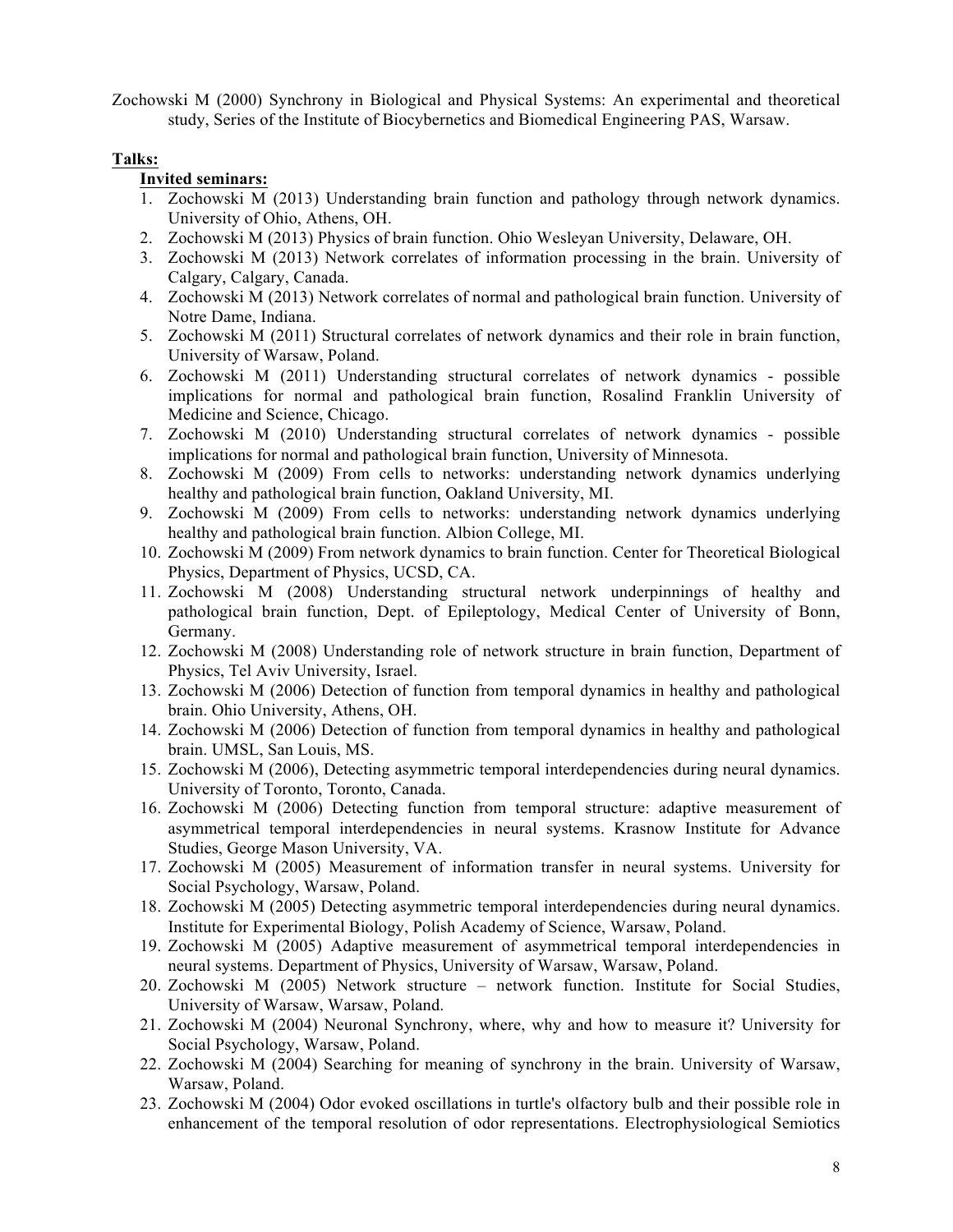Zochowski M (2000) Synchrony in Biological and Physical Systems: An experimental and theoretical study, Series of the Institute of Biocybernetics and Biomedical Engineering PAS, Warsaw.

**Talks:**

**Invited seminars:**

1. Zochowski M (2013) Understanding brain function and pathology through network dynamics. University of Ohio, Athens, OH.
2. Zochowski M (2013) Physics of brain function. Ohio Wesleyan University, Delaware, OH.
3. Zochowski M (2013) Network correlates of information processing in the brain. University of Calgary, Calgary, Canada.
4. Zochowski M (2013) Network correlates of normal and pathological brain function. University of Notre Dame, Indiana.
5. Zochowski M (2011) Structural correlates of network dynamics and their role in brain function, University of Warsaw, Poland.
6. Zochowski M (2011) Understanding structural correlates of network dynamics - possible implications for normal and pathological brain function, Rosalind Franklin University of Medicine and Science, Chicago.
7. Zochowski M (2010) Understanding structural correlates of network dynamics - possible implications for normal and pathological brain function, University of Minnesota.
8. Zochowski M (2009) From cells to networks: understanding network dynamics underlying healthy and pathological brain function, Oakland University, MI.
9. Zochowski M (2009) From cells to networks: understanding network dynamics underlying healthy and pathological brain function. Albion College, MI.
10. Zochowski M (2009) From network dynamics to brain function. Center for Theoretical Biological Physics, Department of Physics, UCSD, CA.
11. Zochowski M (2008) Understanding structural network underpinnings of healthy and pathological brain function, Dept. of Epileptology, Medical Center of University of Bonn, Germany.
12. Zochowski M (2008) Understanding role of network structure in brain function, Department of Physics, Tel Aviv University, Israel.
13. Zochowski M (2006) Detection of function from temporal dynamics in healthy and pathological brain. Ohio University, Athens, OH.
14. Zochowski M (2006) Detection of function from temporal dynamics in healthy and pathological brain. UMSL, San Louis, MS.
15. Zochowski M (2006), Detecting asymmetric temporal interdependencies during neural dynamics. University of Toronto, Toronto, Canada.
16. Zochowski M (2006) Detecting function from temporal structure: adaptive measurement of asymmetrical temporal interdependencies in neural systems. Krasnow Institute for Advance Studies, George Mason University, VA.
17. Zochowski M (2005) Measurement of information transfer in neural systems. University for Social Psychology, Warsaw, Poland.
18. Zochowski M (2005) Detecting asymmetric temporal interdependencies during neural dynamics. Institute for Experimental Biology, Polish Academy of Science, Warsaw, Poland.
19. Zochowski M (2005) Adaptive measurement of asymmetrical temporal interdependencies in neural systems. Department of Physics, University of Warsaw, Warsaw, Poland.
20. Zochowski M (2005) Network structure – network function. Institute for Social Studies, University of Warsaw, Warsaw, Poland.
21. Zochowski M (2004) Neuronal Synchrony, where, why and how to measure it? University for Social Psychology, Warsaw, Poland.
22. Zochowski M (2004) Searching for meaning of synchrony in the brain. University of Warsaw, Warsaw, Poland.
23. Zochowski M (2004) Odor evoked oscillations in turtle's olfactory bulb and their possible role in enhancement of the temporal resolution of odor representations. Electrophysiological Semiotics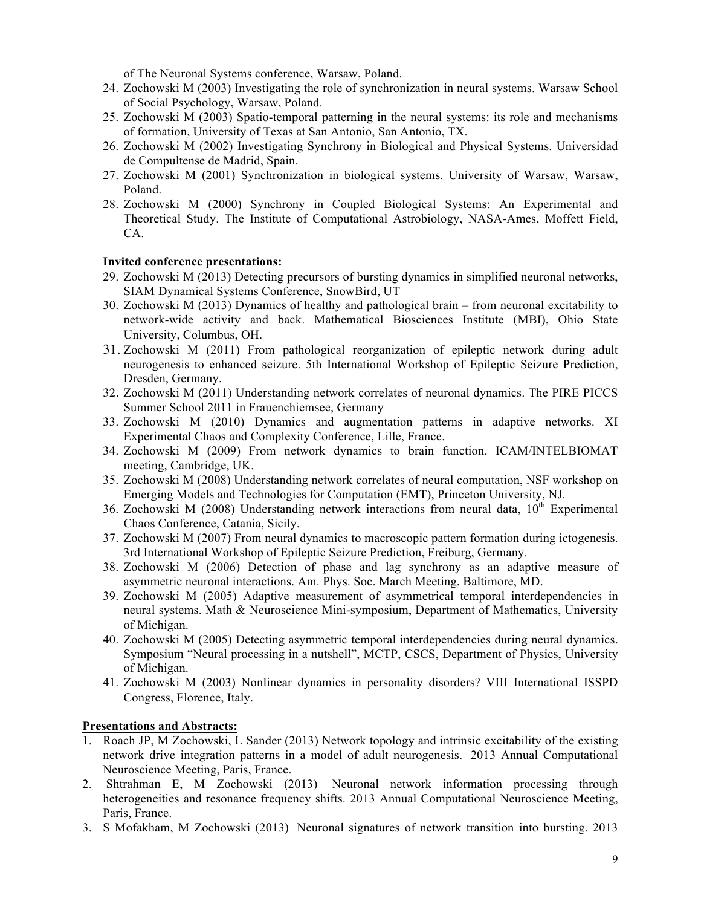of The Neuronal Systems conference, Warsaw, Poland.

24. Zochowski M (2003) Investigating the role of synchronization in neural systems. Warsaw School of Social Psychology, Warsaw, Poland.
25. Zochowski M (2003) Spatio-temporal patterning in the neural systems: its role and mechanisms of formation, University of Texas at San Antonio, San Antonio, TX.
26. Zochowski M (2002) Investigating Synchrony in Biological and Physical Systems. Universidad de Compultense de Madrid, Spain.
27. Zochowski M (2001) Synchronization in biological systems. University of Warsaw, Warsaw, Poland.
28. Zochowski M (2000) Synchrony in Coupled Biological Systems: An Experimental and Theoretical Study. The Institute of Computational Astrobiology, NASA-Ames, Moffett Field, CA.

**Invited conference presentations:**

29. Zochowski M (2013) Detecting precursors of bursting dynamics in simplified neuronal networks, SIAM Dynamical Systems Conference, SnowBird, UT
30. Zochowski M (2013) Dynamics of healthy and pathological brain – from neuronal excitability to network-wide activity and back. Mathematical Biosciences Institute (MBI), Ohio State University, Columbus, OH.
31. Zochowski M (2011) From pathological reorganization of epileptic network during adult neurogenesis to enhanced seizure. 5th International Workshop of Epileptic Seizure Prediction, Dresden, Germany.
32. Zochowski M (2011) Understanding network correlates of neuronal dynamics. The PIRE PICCS Summer School 2011 in Frauenchiemsee, Germany
33. Zochowski M (2010) Dynamics and augmentation patterns in adaptive networks. XI Experimental Chaos and Complexity Conference, Lille, France.
34. Zochowski M (2009) From network dynamics to brain function. ICAM/INTELBIOMAT meeting, Cambridge, UK.
35. Zochowski M (2008) Understanding network correlates of neural computation, NSF workshop on Emerging Models and Technologies for Computation (EMT), Princeton University, NJ.
36. Zochowski M (2008) Understanding network interactions from neural data, 10th Experimental Chaos Conference, Catania, Sicily.
37. Zochowski M (2007) From neural dynamics to macroscopic pattern formation during ictogenesis. 3rd International Workshop of Epileptic Seizure Prediction, Freiburg, Germany.
38. Zochowski M (2006) Detection of phase and lag synchrony as an adaptive measure of asymmetric neuronal interactions. Am. Phys. Soc. March Meeting, Baltimore, MD.
39. Zochowski M (2005) Adaptive measurement of asymmetrical temporal interdependencies in neural systems. Math & Neuroscience Mini-symposium, Department of Mathematics, University of Michigan.
40. Zochowski M (2005) Detecting asymmetric temporal interdependencies during neural dynamics. Symposium "Neural processing in a nutshell", MCTP, CSCS, Department of Physics, University of Michigan.
41. Zochowski M (2003) Nonlinear dynamics in personality disorders? VIII International ISSPD Congress, Florence, Italy.

**Presentations and Abstracts:**

1. Roach JP, M Zochowski, L Sander (2013) Network topology and intrinsic excitability of the existing network drive integration patterns in a model of adult neurogenesis. 2013 Annual Computational Neuroscience Meeting, Paris, France.
2. Shtrahman E, M Zochowski (2013) Neuronal network information processing through heterogeneities and resonance frequency shifts. 2013 Annual Computational Neuroscience Meeting, Paris, France.
3. S Mofakham, M Zochowski (2013) Neuronal signatures of network transition into bursting. 2013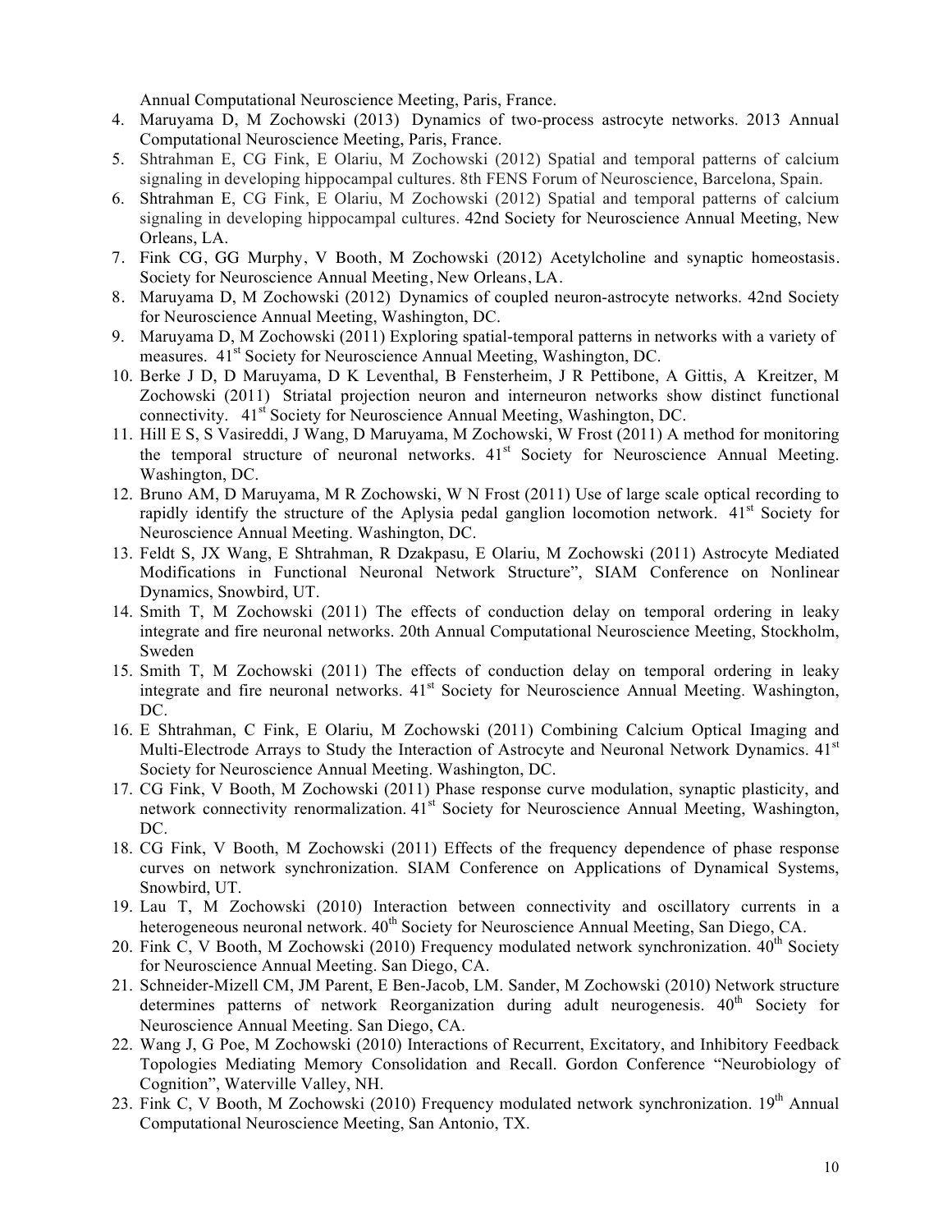Annual Computational Neuroscience Meeting, Paris, France.

4. Maruyama D, M Zochowski (2013) Dynamics of two-process astrocyte networks. 2013 Annual Computational Neuroscience Meeting, Paris, France.
5. Shtrahman E, CG Fink, E Olariu, M Zochowski (2012) Spatial and temporal patterns of calcium signaling in developing hippocampal cultures. 8th FENS Forum of Neuroscience, Barcelona, Spain.
6. Shtrahman E, CG Fink, E Olariu, M Zochowski (2012) Spatial and temporal patterns of calcium signaling in developing hippocampal cultures. 42nd Society for Neuroscience Annual Meeting, New Orleans, LA.
7. Fink CG, GG Murphy, V Booth, M Zochowski (2012) Acetylcholine and synaptic homeostasis. Society for Neuroscience Annual Meeting, New Orleans, LA.
8. Maruyama D, M Zochowski (2012) Dynamics of coupled neuron-astrocyte networks. 42nd Society for Neuroscience Annual Meeting, Washington, DC.
9. Maruyama D, M Zochowski (2011) Exploring spatial-temporal patterns in networks with a variety of measures. 41st Society for Neuroscience Annual Meeting, Washington, DC.
10. Berke J D, D Maruyama, D K Leventhal, B Fensterheim, J R Pettibone, A Gittis, A Kreitzer, M Zochowski (2011) Striatal projection neuron and interneuron networks show distinct functional connectivity. 41st Society for Neuroscience Annual Meeting, Washington, DC.
11. Hill E S, S Vasireddi, J Wang, D Maruyama, M Zochowski, W Frost (2011) A method for monitoring the temporal structure of neuronal networks. 41st Society for Neuroscience Annual Meeting. Washington, DC.
12. Bruno AM, D Maruyama, M R Zochowski, W N Frost (2011) Use of large scale optical recording to rapidly identify the structure of the Aplysia pedal ganglion locomotion network. 41st Society for Neuroscience Annual Meeting. Washington, DC.
13. Feldt S, JX Wang, E Shtrahman, R Dzakpasu, E Olariu, M Zochowski (2011) Astrocyte Mediated Modifications in Functional Neuronal Network Structure", SIAM Conference on Nonlinear Dynamics, Snowbird, UT.
14. Smith T, M Zochowski (2011) The effects of conduction delay on temporal ordering in leaky integrate and fire neuronal networks. 20th Annual Computational Neuroscience Meeting, Stockholm, Sweden
15. Smith T, M Zochowski (2011) The effects of conduction delay on temporal ordering in leaky integrate and fire neuronal networks. 41st Society for Neuroscience Annual Meeting. Washington, DC.
16. E Shtrahman, C Fink, E Olariu, M Zochowski (2011) Combining Calcium Optical Imaging and Multi-Electrode Arrays to Study the Interaction of Astrocyte and Neuronal Network Dynamics. 41st Society for Neuroscience Annual Meeting. Washington, DC.
17. CG Fink, V Booth, M Zochowski (2011) Phase response curve modulation, synaptic plasticity, and network connectivity renormalization. 41st Society for Neuroscience Annual Meeting, Washington, DC.
18. CG Fink, V Booth, M Zochowski (2011) Effects of the frequency dependence of phase response curves on network synchronization. SIAM Conference on Applications of Dynamical Systems, Snowbird, UT.
19. Lau T, M Zochowski (2010) Interaction between connectivity and oscillatory currents in a heterogeneous neuronal network. 40th Society for Neuroscience Annual Meeting, San Diego, CA.
20. Fink C, V Booth, M Zochowski (2010) Frequency modulated network synchronization. 40th Society for Neuroscience Annual Meeting. San Diego, CA.
21. Schneider-Mizell CM, JM Parent, E Ben-Jacob, LM. Sander, M Zochowski (2010) Network structure determines patterns of network Reorganization during adult neurogenesis. 40th Society for Neuroscience Annual Meeting. San Diego, CA.
22. Wang J, G Poe, M Zochowski (2010) Interactions of Recurrent, Excitatory, and Inhibitory Feedback Topologies Mediating Memory Consolidation and Recall. Gordon Conference "Neurobiology of Cognition", Waterville Valley, NH.
23. Fink C, V Booth, M Zochowski (2010) Frequency modulated network synchronization. 19th Annual Computational Neuroscience Meeting, San Antonio, TX.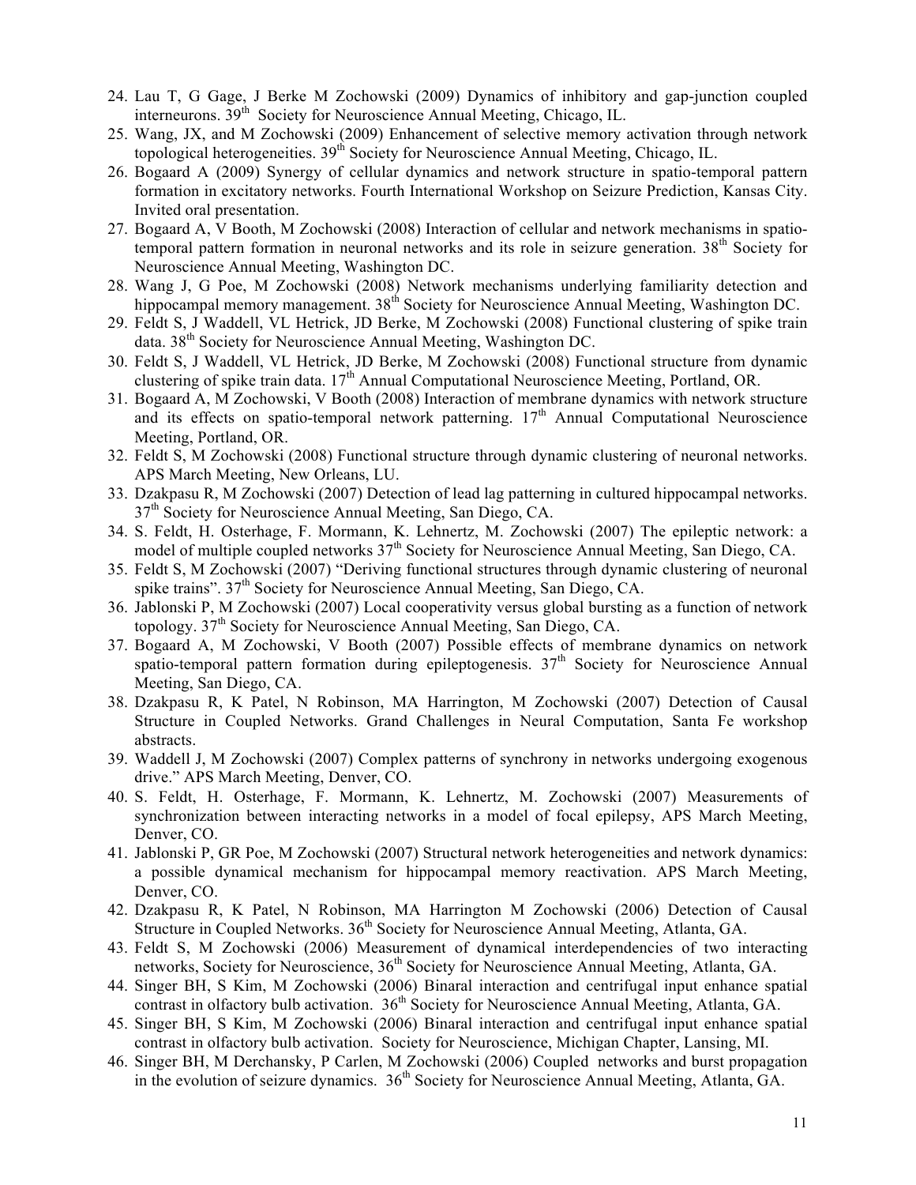24. Lau T, G Gage, J Berke M Zochowski (2009) Dynamics of inhibitory and gap-junction coupled interneurons. 39th Society for Neuroscience Annual Meeting, Chicago, IL.
25. Wang, JX, and M Zochowski (2009) Enhancement of selective memory activation through network topological heterogeneities. 39th Society for Neuroscience Annual Meeting, Chicago, IL.
26. Bogaard A (2009) Synergy of cellular dynamics and network structure in spatio-temporal pattern formation in excitatory networks. Fourth International Workshop on Seizure Prediction, Kansas City. Invited oral presentation.
27. Bogaard A, V Booth, M Zochowski (2008) Interaction of cellular and network mechanisms in spatio-temporal pattern formation in neuronal networks and its role in seizure generation. 38th Society for Neuroscience Annual Meeting, Washington DC.
28. Wang J, G Poe, M Zochowski (2008) Network mechanisms underlying familiarity detection and hippocampal memory management. 38th Society for Neuroscience Annual Meeting, Washington DC.
29. Feldt S, J Waddell, VL Hetrick, JD Berke, M Zochowski (2008) Functional clustering of spike train data. 38th Society for Neuroscience Annual Meeting, Washington DC.
30. Feldt S, J Waddell, VL Hetrick, JD Berke, M Zochowski (2008) Functional structure from dynamic clustering of spike train data. 17th Annual Computational Neuroscience Meeting, Portland, OR.
31. Bogaard A, M Zochowski, V Booth (2008) Interaction of membrane dynamics with network structure and its effects on spatio-temporal network patterning. 17th Annual Computational Neuroscience Meeting, Portland, OR.
32. Feldt S, M Zochowski (2008) Functional structure through dynamic clustering of neuronal networks. APS March Meeting, New Orleans, LU.
33. Dzakpasu R, M Zochowski (2007) Detection of lead lag patterning in cultured hippocampal networks. 37th Society for Neuroscience Annual Meeting, San Diego, CA.
34. S. Feldt, H. Osterhage, F. Mormann, K. Lehnertz, M. Zochowski (2007) The epileptic network: a model of multiple coupled networks 37th Society for Neuroscience Annual Meeting, San Diego, CA.
35. Feldt S, M Zochowski (2007) "Deriving functional structures through dynamic clustering of neuronal spike trains". 37th Society for Neuroscience Annual Meeting, San Diego, CA.
36. Jablonski P, M Zochowski (2007) Local cooperativity versus global bursting as a function of network topology. 37th Society for Neuroscience Annual Meeting, San Diego, CA.
37. Bogaard A, M Zochowski, V Booth (2007) Possible effects of membrane dynamics on network spatio-temporal pattern formation during epileptogenesis. 37th Society for Neuroscience Annual Meeting, San Diego, CA.
38. Dzakpasu R, K Patel, N Robinson, MA Harrington, M Zochowski (2007) Detection of Causal Structure in Coupled Networks. Grand Challenges in Neural Computation, Santa Fe workshop abstracts.
39. Waddell J, M Zochowski (2007) Complex patterns of synchrony in networks undergoing exogenous drive." APS March Meeting, Denver, CO.
40. S. Feldt, H. Osterhage, F. Mormann, K. Lehnertz, M. Zochowski (2007) Measurements of synchronization between interacting networks in a model of focal epilepsy, APS March Meeting, Denver, CO.
41. Jablonski P, GR Poe, M Zochowski (2007) Structural network heterogeneities and network dynamics: a possible dynamical mechanism for hippocampal memory reactivation. APS March Meeting, Denver, CO.
42. Dzakpasu R, K Patel, N Robinson, MA Harrington M Zochowski (2006) Detection of Causal Structure in Coupled Networks. 36th Society for Neuroscience Annual Meeting, Atlanta, GA.
43. Feldt S, M Zochowski (2006) Measurement of dynamical interdependencies of two interacting networks, Society for Neuroscience, 36th Society for Neuroscience Annual Meeting, Atlanta, GA.
44. Singer BH, S Kim, M Zochowski (2006) Binaral interaction and centrifugal input enhance spatial contrast in olfactory bulb activation. 36th Society for Neuroscience Annual Meeting, Atlanta, GA.
45. Singer BH, S Kim, M Zochowski (2006) Binaral interaction and centrifugal input enhance spatial contrast in olfactory bulb activation. Society for Neuroscience, Michigan Chapter, Lansing, MI.
46. Singer BH, M Derchansky, P Carlen, M Zochowski (2006) Coupled networks and burst propagation in the evolution of seizure dynamics. 36th Society for Neuroscience Annual Meeting, Atlanta, GA.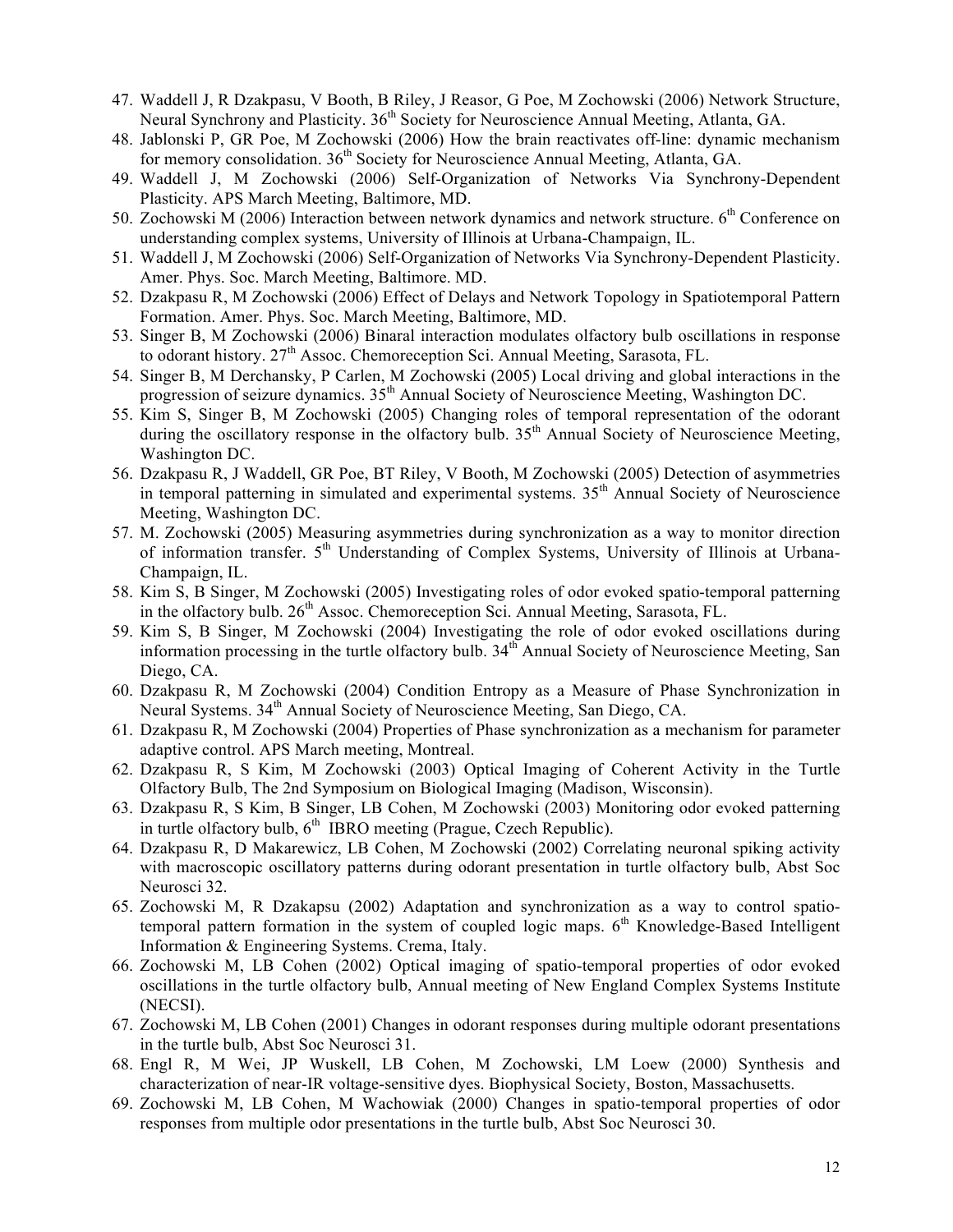47. Waddell J, R Dzakpasu, V Booth, B Riley, J Reasor, G Poe, M Zochowski (2006) Network Structure, Neural Synchrony and Plasticity. 36th Society for Neuroscience Annual Meeting, Atlanta, GA.
48. Jablonski P, GR Poe, M Zochowski (2006) How the brain reactivates off-line: dynamic mechanism for memory consolidation. 36th Society for Neuroscience Annual Meeting, Atlanta, GA.
49. Waddell J, M Zochowski (2006) Self-Organization of Networks Via Synchrony-Dependent Plasticity. APS March Meeting, Baltimore, MD.
50. Zochowski M (2006) Interaction between network dynamics and network structure. 6th Conference on understanding complex systems, University of Illinois at Urbana-Champaign, IL.
51. Waddell J, M Zochowski (2006) Self-Organization of Networks Via Synchrony-Dependent Plasticity. Amer. Phys. Soc. March Meeting, Baltimore. MD.
52. Dzakpasu R, M Zochowski (2006) Effect of Delays and Network Topology in Spatiotemporal Pattern Formation. Amer. Phys. Soc. March Meeting, Baltimore, MD.
53. Singer B, M Zochowski (2006) Binaral interaction modulates olfactory bulb oscillations in response to odorant history. 27th Assoc. Chemoreception Sci. Annual Meeting, Sarasota, FL.
54. Singer B, M Derchansky, P Carlen, M Zochowski (2005) Local driving and global interactions in the progression of seizure dynamics. 35th Annual Society of Neuroscience Meeting, Washington DC.
55. Kim S, Singer B, M Zochowski (2005) Changing roles of temporal representation of the odorant during the oscillatory response in the olfactory bulb. 35th Annual Society of Neuroscience Meeting, Washington DC.
56. Dzakpasu R, J Waddell, GR Poe, BT Riley, V Booth, M Zochowski (2005) Detection of asymmetries in temporal patterning in simulated and experimental systems. 35th Annual Society of Neuroscience Meeting, Washington DC.
57. M. Zochowski (2005) Measuring asymmetries during synchronization as a way to monitor direction of information transfer. 5th Understanding of Complex Systems, University of Illinois at Urbana-Champaign, IL.
58. Kim S, B Singer, M Zochowski (2005) Investigating roles of odor evoked spatio-temporal patterning in the olfactory bulb. 26th Assoc. Chemoreception Sci. Annual Meeting, Sarasota, FL.
59. Kim S, B Singer, M Zochowski (2004) Investigating the role of odor evoked oscillations during information processing in the turtle olfactory bulb. 34th Annual Society of Neuroscience Meeting, San Diego, CA.
60. Dzakpasu R, M Zochowski (2004) Condition Entropy as a Measure of Phase Synchronization in Neural Systems. 34th Annual Society of Neuroscience Meeting, San Diego, CA.
61. Dzakpasu R, M Zochowski (2004) Properties of Phase synchronization as a mechanism for parameter adaptive control. APS March meeting, Montreal.
62. Dzakpasu R, S Kim, M Zochowski (2003) Optical Imaging of Coherent Activity in the Turtle Olfactory Bulb, The 2nd Symposium on Biological Imaging (Madison, Wisconsin).
63. Dzakpasu R, S Kim, B Singer, LB Cohen, M Zochowski (2003) Monitoring odor evoked patterning in turtle olfactory bulb, 6th IBRO meeting (Prague, Czech Republic).
64. Dzakpasu R, D Makarewicz, LB Cohen, M Zochowski (2002) Correlating neuronal spiking activity with macroscopic oscillatory patterns during odorant presentation in turtle olfactory bulb, Abst Soc Neurosci 32.
65. Zochowski M, R Dzakapsu (2002) Adaptation and synchronization as a way to control spatio-temporal pattern formation in the system of coupled logic maps. 6th Knowledge-Based Intelligent Information & Engineering Systems. Crema, Italy.
66. Zochowski M, LB Cohen (2002) Optical imaging of spatio-temporal properties of odor evoked oscillations in the turtle olfactory bulb, Annual meeting of New England Complex Systems Institute (NECSI).
67. Zochowski M, LB Cohen (2001) Changes in odorant responses during multiple odorant presentations in the turtle bulb, Abst Soc Neurosci 31.
68. Engl R, M Wei, JP Wuskell, LB Cohen, M Zochowski, LM Loew (2000) Synthesis and characterization of near-IR voltage-sensitive dyes. Biophysical Society, Boston, Massachusetts.
69. Zochowski M, LB Cohen, M Wachowiak (2000) Changes in spatio-temporal properties of odor responses from multiple odor presentations in the turtle bulb, Abst Soc Neurosci 30.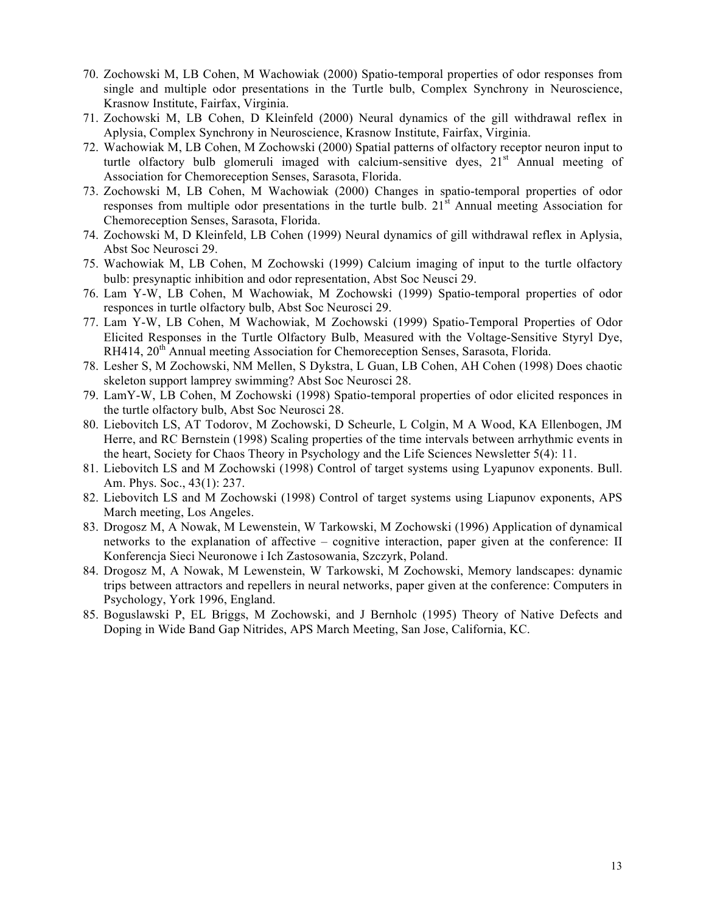70. Zochowski M, LB Cohen, M Wachowiak (2000) Spatio-temporal properties of odor responses from single and multiple odor presentations in the Turtle bulb, Complex Synchrony in Neuroscience, Krasnow Institute, Fairfax, Virginia.
71. Zochowski M, LB Cohen, D Kleinfeld (2000) Neural dynamics of the gill withdrawal reflex in Aplysia, Complex Synchrony in Neuroscience, Krasnow Institute, Fairfax, Virginia.
72. Wachowiak M, LB Cohen, M Zochowski (2000) Spatial patterns of olfactory receptor neuron input to turtle olfactory bulb glomeruli imaged with calcium-sensitive dyes, 21st Annual meeting of Association for Chemoreception Senses, Sarasota, Florida.
73. Zochowski M, LB Cohen, M Wachowiak (2000) Changes in spatio-temporal properties of odor responses from multiple odor presentations in the turtle bulb. 21st Annual meeting Association for Chemoreception Senses, Sarasota, Florida.
74. Zochowski M, D Kleinfeld, LB Cohen (1999) Neural dynamics of gill withdrawal reflex in Aplysia, Abst Soc Neurosci 29.
75. Wachowiak M, LB Cohen, M Zochowski (1999) Calcium imaging of input to the turtle olfactory bulb: presynaptic inhibition and odor representation, Abst Soc Neusci 29.
76. Lam Y-W, LB Cohen, M Wachowiak, M Zochowski (1999) Spatio-temporal properties of odor responces in turtle olfactory bulb, Abst Soc Neurosci 29.
77. Lam Y-W, LB Cohen, M Wachowiak, M Zochowski (1999) Spatio-Temporal Properties of Odor Elicited Responses in the Turtle Olfactory Bulb, Measured with the Voltage-Sensitive Styryl Dye, RH414, 20th Annual meeting Association for Chemoreception Senses, Sarasota, Florida.
78. Lesher S, M Zochowski, NM Mellen, S Dykstra, L Guan, LB Cohen, AH Cohen (1998) Does chaotic skeleton support lamprey swimming? Abst Soc Neurosci 28.
79. LamY-W, LB Cohen, M Zochowski (1998) Spatio-temporal properties of odor elicited responces in the turtle olfactory bulb, Abst Soc Neurosci 28.
80. Liebovitch LS, AT Todorov, M Zochowski, D Scheurle, L Colgin, M A Wood, KA Ellenbogen, JM Herre, and RC Bernstein (1998) Scaling properties of the time intervals between arrhythmic events in the heart, Society for Chaos Theory in Psychology and the Life Sciences Newsletter 5(4): 11.
81. Liebovitch LS and M Zochowski (1998) Control of target systems using Lyapunov exponents. Bull. Am. Phys. Soc., 43(1): 237.
82. Liebovitch LS and M Zochowski (1998) Control of target systems using Liapunov exponents, APS March meeting, Los Angeles.
83. Drogosz M, A Nowak, M Lewenstein, W Tarkowski, M Zochowski (1996) Application of dynamical networks to the explanation of affective – cognitive interaction, paper given at the conference: II Konferencja Sieci Neuronowe i Ich Zastosowania, Szczyrk, Poland.
84. Drogosz M, A Nowak, M Lewenstein, W Tarkowski, M Zochowski, Memory landscapes: dynamic trips between attractors and repellers in neural networks, paper given at the conference: Computers in Psychology, York 1996, England.
85. Boguslawski P, EL Briggs, M Zochowski, and J Bernholc (1995) Theory of Native Defects and Doping in Wide Band Gap Nitrides, APS March Meeting, San Jose, California, KC.